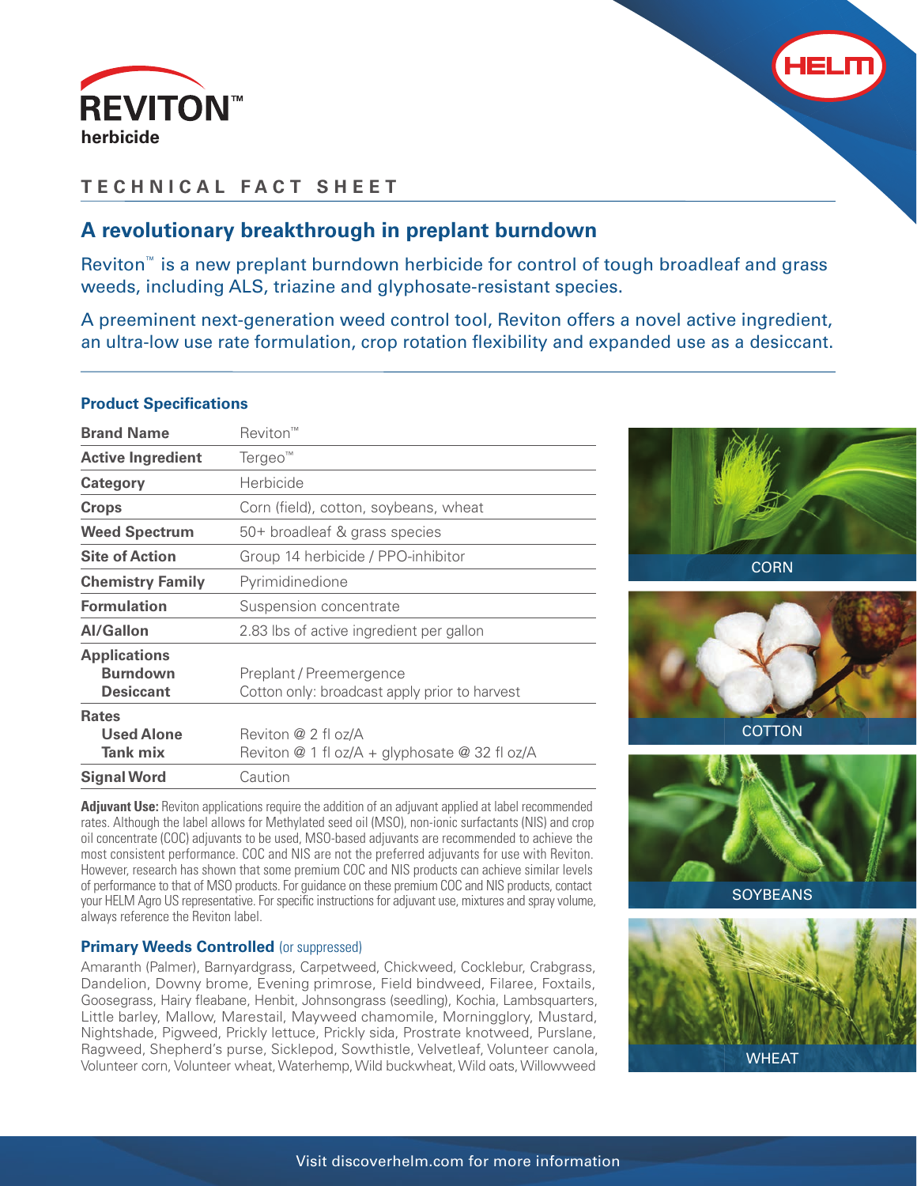# REVITON™ herbicide

## TECHNICAL FACT SHEET

## A revolutionary breakthrough in preplant burndown

Reviton™ is a new preplant burndown herbicide for control of tough broadleaf and grass weeds, including ALS, triazine and glyphosate-resistant species.

A preeminent next-generation weed control tool, Reviton offers a novel active ingredient, an ultra-low use rate formulation, crop rotation flexibility and expanded use as a desiccant.

### Product Specifications

| | |
|---|---|
| **Brand Name** | Reviton™ |
| **Active Ingredient** | Tergeo™ |
| **Category** | Herbicide |
| **Crops** | Corn (field), cotton, soybeans, wheat |
| **Weed Spectrum** | 50+ broadleaf & grass species |
| **Site of Action** | Group 14 herbicide / PPO-inhibitor |
| **Chemistry Family** | Pyrimidinedione |
| **Formulation** | Suspension concentrate |
| **AI/Gallon** | 2.83 lbs of active ingredient per gallon |
| **Applications** | |
| **Burndown** | Preplant / Preemergence |
| **Desiccant** | Cotton only: broadcast apply prior to harvest |
| **Rates** | |
| **Used Alone** | Reviton @ 2 fl oz/A |
| **Tank mix** | Reviton @ 1 fl oz/A + glyphosate @ 32 fl oz/A |
| **Signal Word** | Caution |

**Adjuvant Use:** Reviton applications require the addition of an adjuvant applied at label recommended rates. Although the label allows for Methylated seed oil (MSO), non-ionic surfactants (NIS) and crop oil concentrate (COC) adjuvants to be used, MSO-based adjuvants are recommended to achieve the most consistent performance. COC and NIS are not the preferred adjuvants for use with Reviton. However, research has shown that some premium COC and NIS products can achieve similar levels of performance to that of MSO products. For guidance on these premium COC and NIS products, contact your HELM Agro US representative. For specific instructions for adjuvant use, mixtures and spray volume, always reference the Reviton label.

CORN

COTTON

SOYBEANS

WHEAT

### Primary Weeds Controlled (or suppressed)

Amaranth (Palmer), Barnyardgrass, Carpetweed, Chickweed, Cocklebur, Crabgrass, Dandelion, Downy brome, Evening primrose, Field bindweed, Filaree, Foxtails, Goosegrass, Hairy fleabane, Henbit, Johnsongrass (seedling), Kochia, Lambsquarters, Little barley, Mallow, Marestail, Mayweed chamomile, Morningglory, Mustard, Nightshade, Pigweed, Prickly lettuce, Prickly sida, Prostrate knotweed, Purslane, Ragweed, Shepherd's purse, Sicklepod, Sowthistle, Velvetleaf, Volunteer canola, Volunteer corn, Volunteer wheat, Waterhemp, Wild buckwheat, Wild oats, Willowweed

Visit discoverhelm.com for more information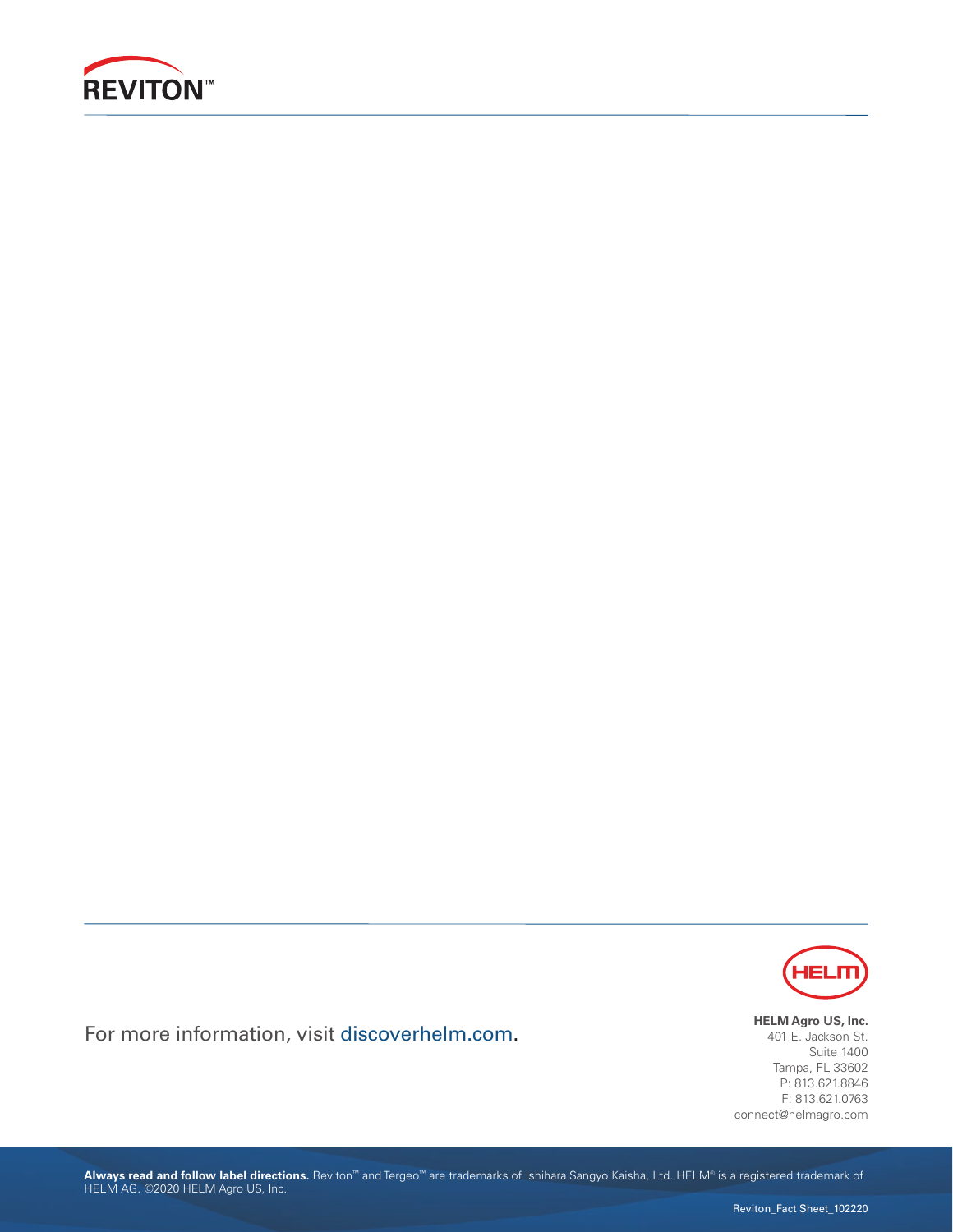REVITON™

For more information, visit discoverhelm.com.

**HELM Agro US, Inc.**
401 E. Jackson St.
Suite 1400
Tampa, FL 33602
P: 813.621.8846
F: 813.621.0763
connect@helmagro.com

**Always read and follow label directions.** Reviton™ and Tergeo™ are trademarks of Ishihara Sangyo Kaisha, Ltd. HELM® is a registered trademark of HELM AG. ©2020 HELM Agro US, Inc.

Reviton_Fact Sheet_102220